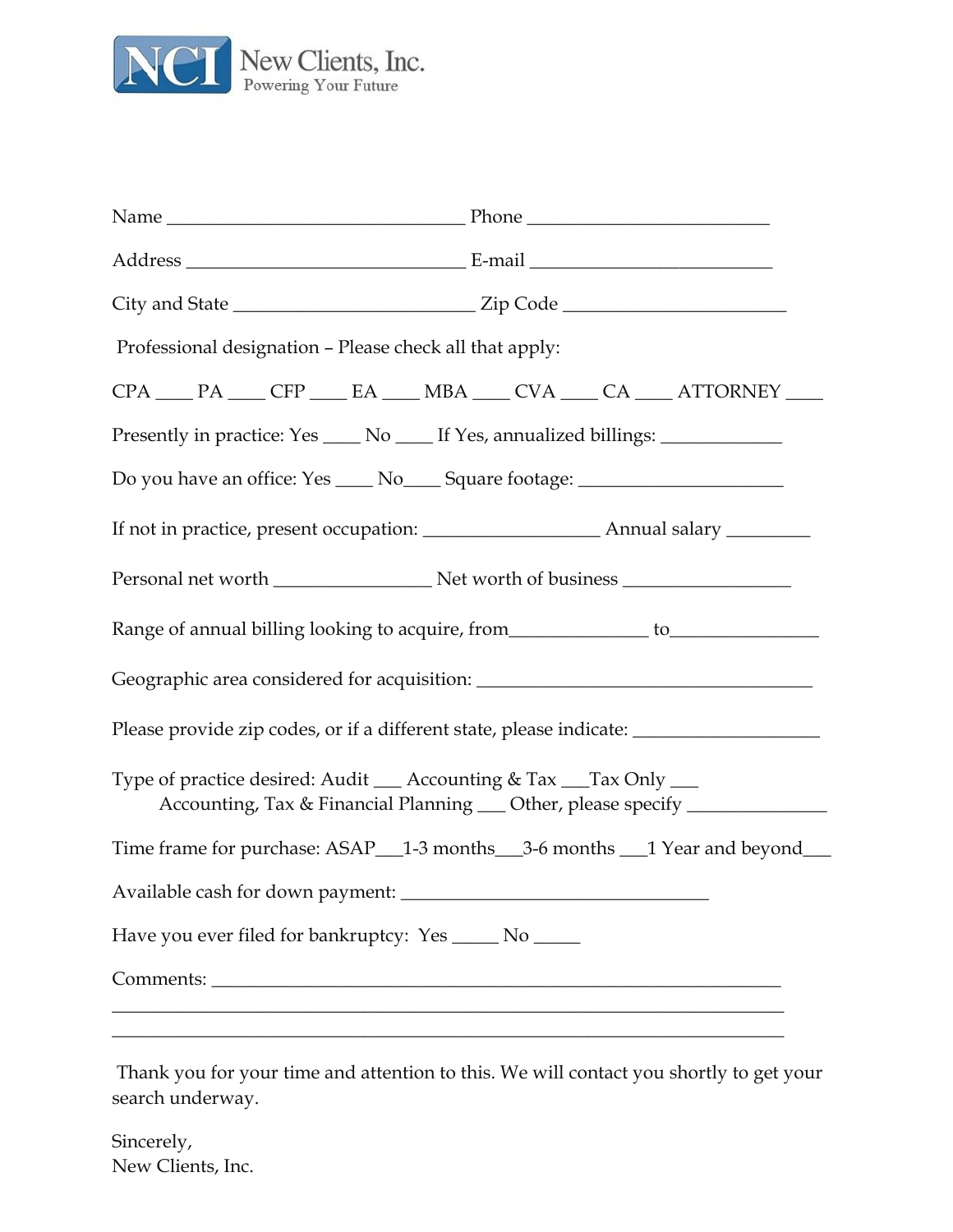NCI New Clients, Inc.
Powering Your Future

Name ________________________________ Phone __________________________

Address ______________________________ E-mail __________________________

City and State _________________________ Zip Code _______________________

Professional designation – Please check all that apply:

CPA ____ PA ____ CFP ____ EA ____ MBA ____ CVA ____ CA ____ ATTORNEY ____

Presently in practice: Yes ____ No ____ If Yes, annualized billings: _____________

Do you have an office: Yes ____ No____ Square footage: ______________________

If not in practice, present occupation: ___________________ Annual salary _________

Personal net worth ________________ Net worth of business _________________

Range of annual billing looking to acquire, from______________ to_______________

Geographic area considered for acquisition: ____________________________________

Please provide zip codes, or if a different state, please indicate: ____________________

Type of practice desired: Audit ___ Accounting & Tax ___Tax Only ___
Accounting, Tax & Financial Planning ___ Other, please specify _______________

Time frame for purchase: ASAP___1-3 months___3-6 months ___1 Year and beyond___

Available cash for down payment: _________________________________

Have you ever filed for bankruptcy: Yes _____ No _____

Comments: _______________________________________________________________
_________________________________________________________________________
_________________________________________________________________________

Thank you for your time and attention to this. We will contact you shortly to get your search underway.

Sincerely,
New Clients, Inc.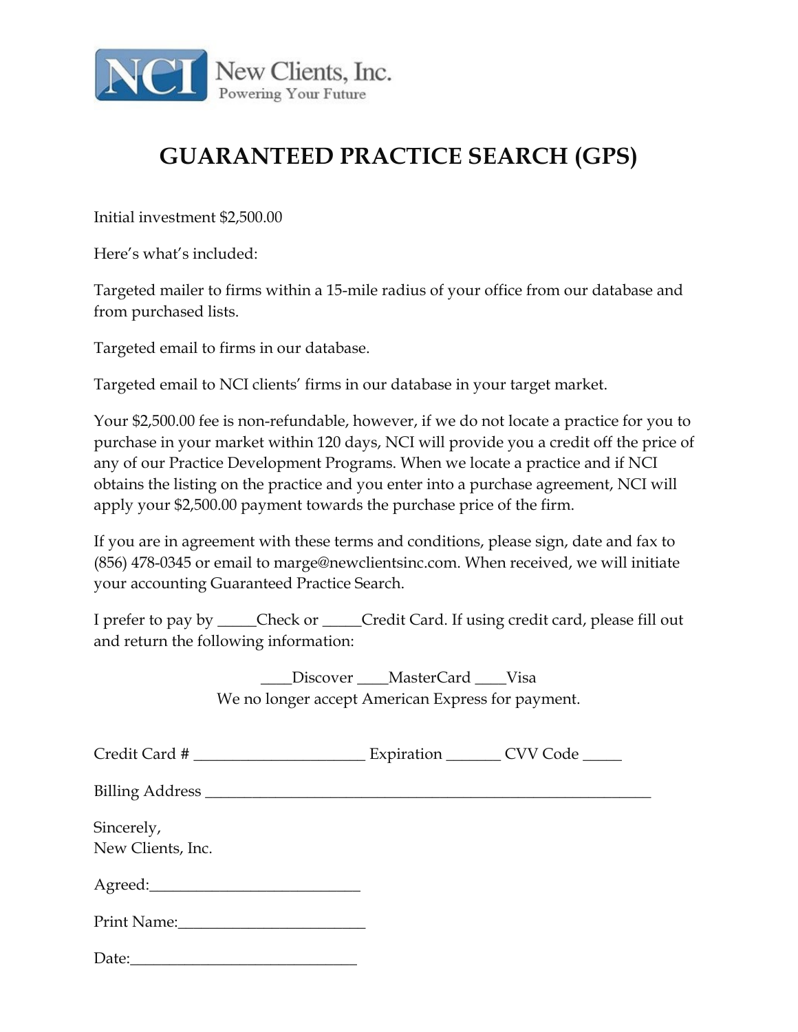NCI New Clients, Inc.
Powering Your Future

# GUARANTEED PRACTICE SEARCH (GPS)

Initial investment $2,500.00

Here's what's included:

Targeted mailer to firms within a 15-mile radius of your office from our database and from purchased lists.

Targeted email to firms in our database.

Targeted email to NCI clients' firms in our database in your target market.

Your $2,500.00 fee is non-refundable, however, if we do not locate a practice for you to purchase in your market within 120 days, NCI will provide you a credit off the price of any of our Practice Development Programs. When we locate a practice and if NCI obtains the listing on the practice and you enter into a purchase agreement, NCI will apply your $2,500.00 payment towards the purchase price of the firm.

If you are in agreement with these terms and conditions, please sign, date and fax to (856) 478-0345 or email to marge@newclientsinc.com. When received, we will initiate your accounting Guaranteed Practice Search.

I prefer to pay by _____Check or _____Credit Card. If using credit card, please fill out and return the following information:

____Discover ____MasterCard ____Visa
We no longer accept American Express for payment.

Credit Card # ______________________ Expiration _______ CVV Code _____

Billing Address ___________________________________________________________

Sincerely,
New Clients, Inc.

Agreed:___________________________

Print Name:________________________

Date:______________________________